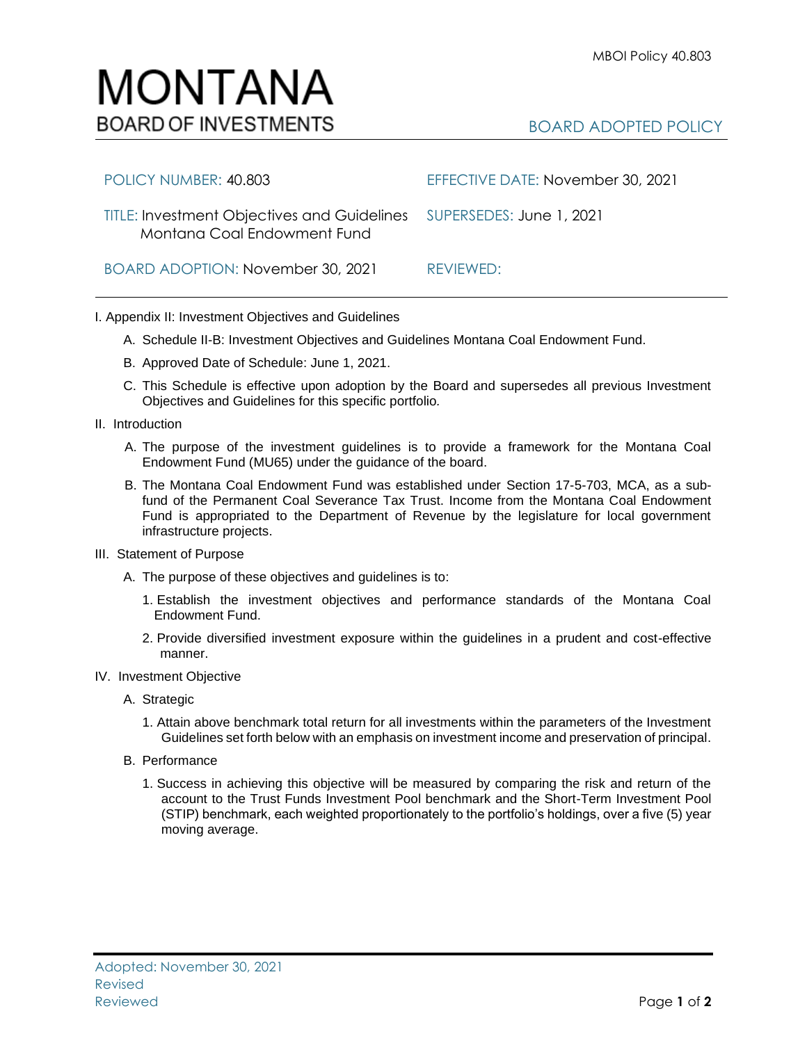# MONTANA
## BOARD OF INVESTMENTS

MBOI Policy 40.803

BOARD ADOPTED POLICY

| | |
|---|---|
| POLICY NUMBER: 40.803 | EFFECTIVE DATE: November 30, 2021 |
| TITLE: Investment Objectives and Guidelines Montana Coal Endowment Fund | SUPERSEDES: June 1, 2021 |
| BOARD ADOPTION: November 30, 2021 | REVIEWED: |

I. Appendix II: Investment Objectives and Guidelines

A. Schedule II-B: Investment Objectives and Guidelines Montana Coal Endowment Fund.

B. Approved Date of Schedule: June 1, 2021.

C. This Schedule is effective upon adoption by the Board and supersedes all previous Investment Objectives and Guidelines for this specific portfolio.

II. Introduction

A. The purpose of the investment guidelines is to provide a framework for the Montana Coal Endowment Fund (MU65) under the guidance of the board.

B. The Montana Coal Endowment Fund was established under Section 17-5-703, MCA, as a sub-fund of the Permanent Coal Severance Tax Trust. Income from the Montana Coal Endowment Fund is appropriated to the Department of Revenue by the legislature for local government infrastructure projects.

III. Statement of Purpose

A. The purpose of these objectives and guidelines is to:

1. Establish the investment objectives and performance standards of the Montana Coal Endowment Fund.

2. Provide diversified investment exposure within the guidelines in a prudent and cost-effective manner.

IV. Investment Objective

A. Strategic

1. Attain above benchmark total return for all investments within the parameters of the Investment Guidelines set forth below with an emphasis on investment income and preservation of principal.

B. Performance

1. Success in achieving this objective will be measured by comparing the risk and return of the account to the Trust Funds Investment Pool benchmark and the Short-Term Investment Pool (STIP) benchmark, each weighted proportionately to the portfolio's holdings, over a five (5) year moving average.

Adopted: November 30, 2021
Revised
Reviewed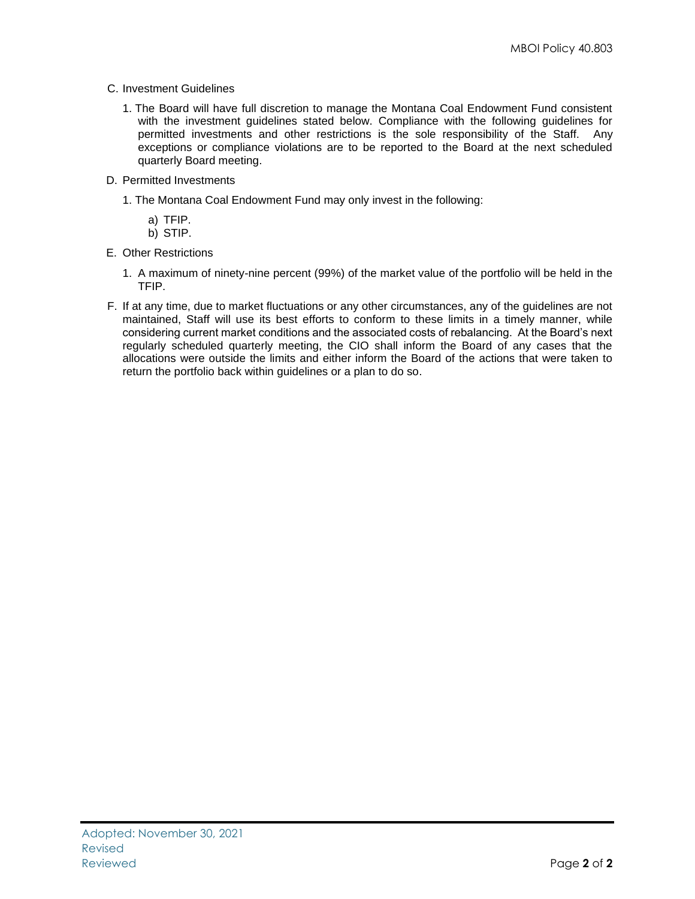C. Investment Guidelines

1. The Board will have full discretion to manage the Montana Coal Endowment Fund consistent with the investment guidelines stated below. Compliance with the following guidelines for permitted investments and other restrictions is the sole responsibility of the Staff. Any exceptions or compliance violations are to be reported to the Board at the next scheduled quarterly Board meeting.

D. Permitted Investments

1. The Montana Coal Endowment Fund may only invest in the following:

   a) TFIP.
   b) STIP.

E. Other Restrictions

1. A maximum of ninety-nine percent (99%) of the market value of the portfolio will be held in the TFIP.

F. If at any time, due to market fluctuations or any other circumstances, any of the guidelines are not maintained, Staff will use its best efforts to conform to these limits in a timely manner, while considering current market conditions and the associated costs of rebalancing. At the Board's next regularly scheduled quarterly meeting, the CIO shall inform the Board of any cases that the allocations were outside the limits and either inform the Board of the actions that were taken to return the portfolio back within guidelines or a plan to do so.

---

Adopted: November 30, 2021
Revised
Reviewed